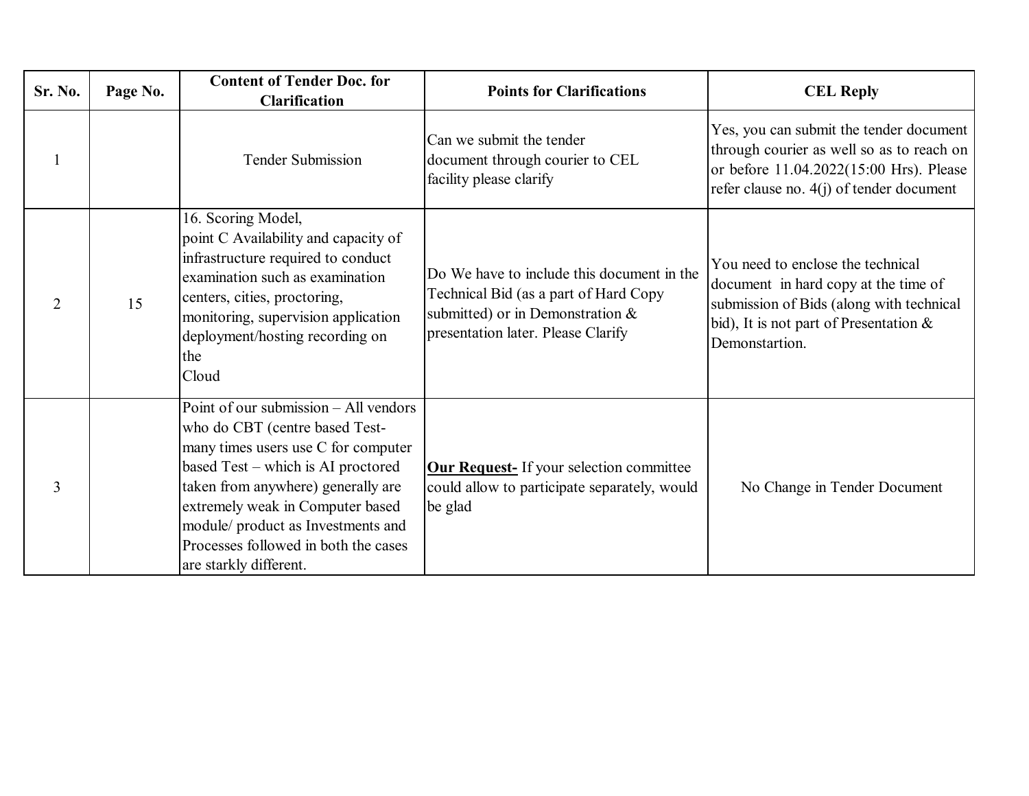| Sr. No. | Page No. | Content of Tender Doc. for Clarification | Points for Clarifications | CEL Reply |
|---|---|---|---|---|
| 1 | | Tender Submission | Can we submit the tender document through courier to CEL facility please clarify | Yes, you can submit the tender document through courier as well so as to reach on or before 11.04.2022(15:00 Hrs). Please refer clause no. 4(j) of tender document |
| 2 | 15 | 16. Scoring Model, point C Availability and capacity of infrastructure required to conduct examination such as examination centers, cities, proctoring, monitoring, supervision application deployment/hosting recording on the Cloud | Do We have to include this document in the Technical Bid (as a part of Hard Copy submitted) or in Demonstration & presentation later. Please Clarify | You need to enclose the technical document in hard copy at the time of submission of Bids (along with technical bid), It is not part of Presentation & Demonstartion. |
| 3 | | Point of our submission – All vendors who do CBT (centre based Test- many times users use C for computer based Test – which is AI proctored taken from anywhere) generally are extremely weak in Computer based module/ product as Investments and Processes followed in both the cases are starkly different. | **Our Request-** If your selection committee could allow to participate separately, would be glad | No Change in Tender Document |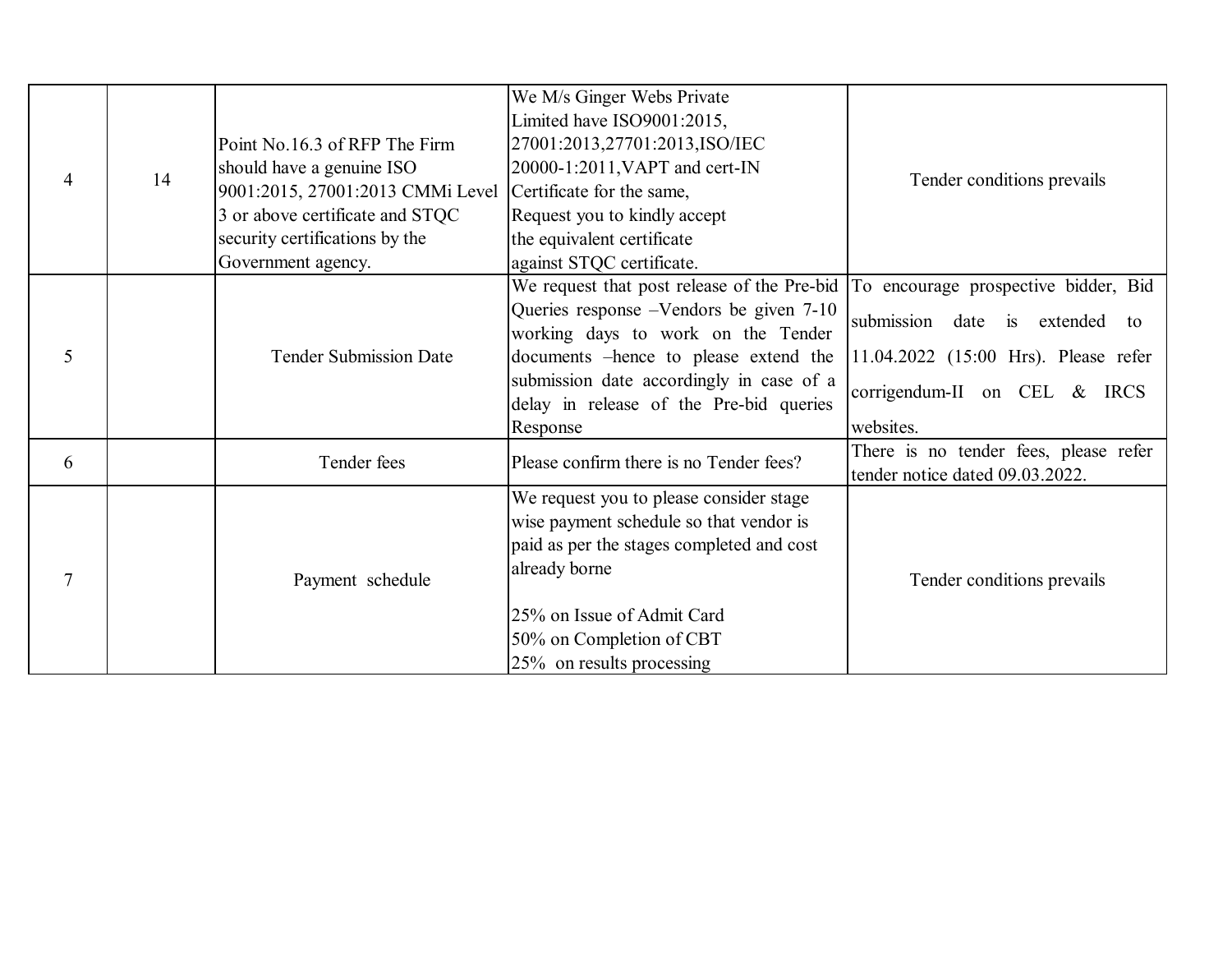| | | | | |
|---|---|---|---|---|
| 4 | 14 | Point No.16.3 of RFP The Firm should have a genuine ISO 9001:2015, 27001:2013 CMMi Level 3 or above certificate and STQC security certifications by the Government agency. | We M/s Ginger Webs Private Limited have ISO9001:2015, 27001:2013,27701:2013,ISO/IEC 20000-1:2011,VAPT and cert-IN Certificate for the same, Request you to kindly accept the equivalent certificate against STQC certificate. | Tender conditions prevails |
| 5 | | Tender Submission Date | We request that post release of the Pre-bid Queries response –Vendors be given 7-10 working days to work on the Tender documents –hence to please extend the submission date accordingly in case of a delay in release of the Pre-bid queries Response | To encourage prospective bidder, Bid submission date is extended to 11.04.2022 (15:00 Hrs). Please refer corrigendum-II on CEL & IRCS websites. |
| 6 | | Tender fees | Please confirm there is no Tender fees? | There is no tender fees, please refer tender notice dated 09.03.2022. |
| 7 | | Payment schedule | We request you to please consider stage wise payment schedule so that vendor is paid as per the stages completed and cost already borne<br><br>25% on Issue of Admit Card<br>50% on Completion of CBT<br>25% on results processing | Tender conditions prevails |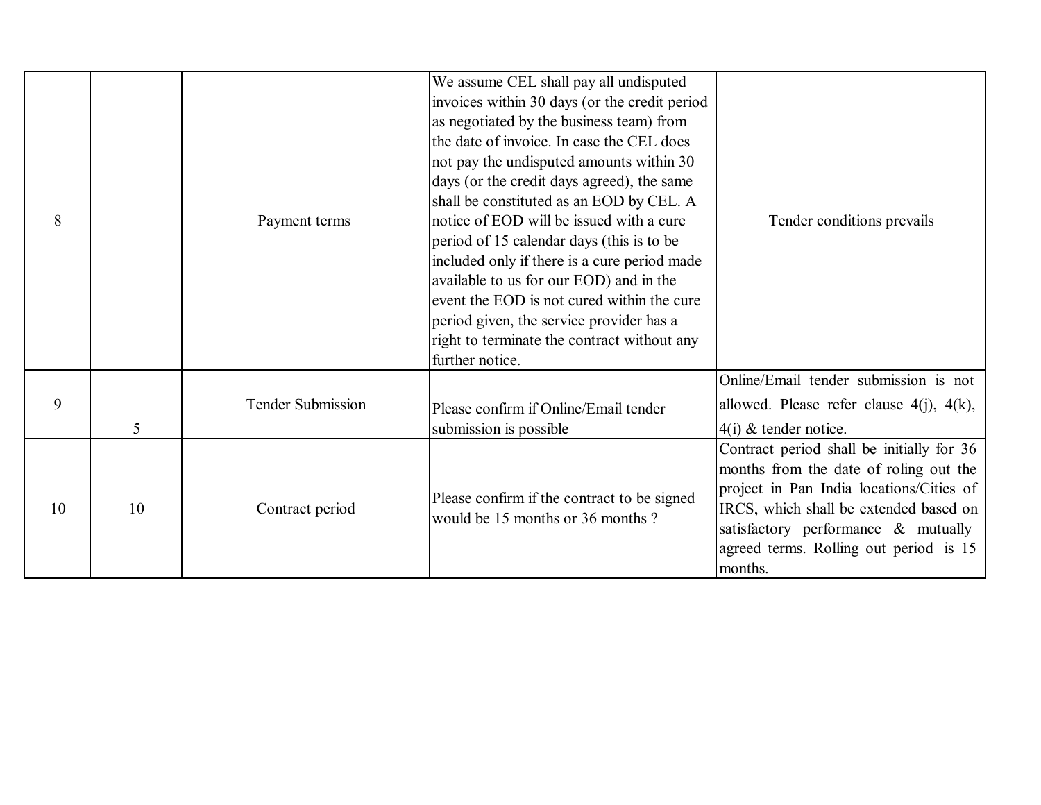| | | | | |
|---|---|---|---|---|
| 8 | | Payment terms | We assume CEL shall pay all undisputed invoices within 30 days (or the credit period as negotiated by the business team) from the date of invoice. In case the CEL does not pay the undisputed amounts within 30 days (or the credit days agreed), the same shall be constituted as an EOD by CEL. A notice of EOD will be issued with a cure period of 15 calendar days (this is to be included only if there is a cure period made available to us for our EOD) and in the event the EOD is not cured within the cure period given, the service provider has a right to terminate the contract without any further notice. | Tender conditions prevails |
| 9 | 5 | Tender Submission | Please confirm if Online/Email tender submission is possible | Online/Email tender submission is not allowed. Please refer clause 4(j), 4(k), 4(i) & tender notice. |
| 10 | 10 | Contract period | Please confirm if the contract to be signed would be 15 months or 36 months ? | Contract period shall be initially for 36 months from the date of roling out the project in Pan India locations/Cities of IRCS, which shall be extended based on satisfactory performance & mutually agreed terms. Rolling out period is 15 months. |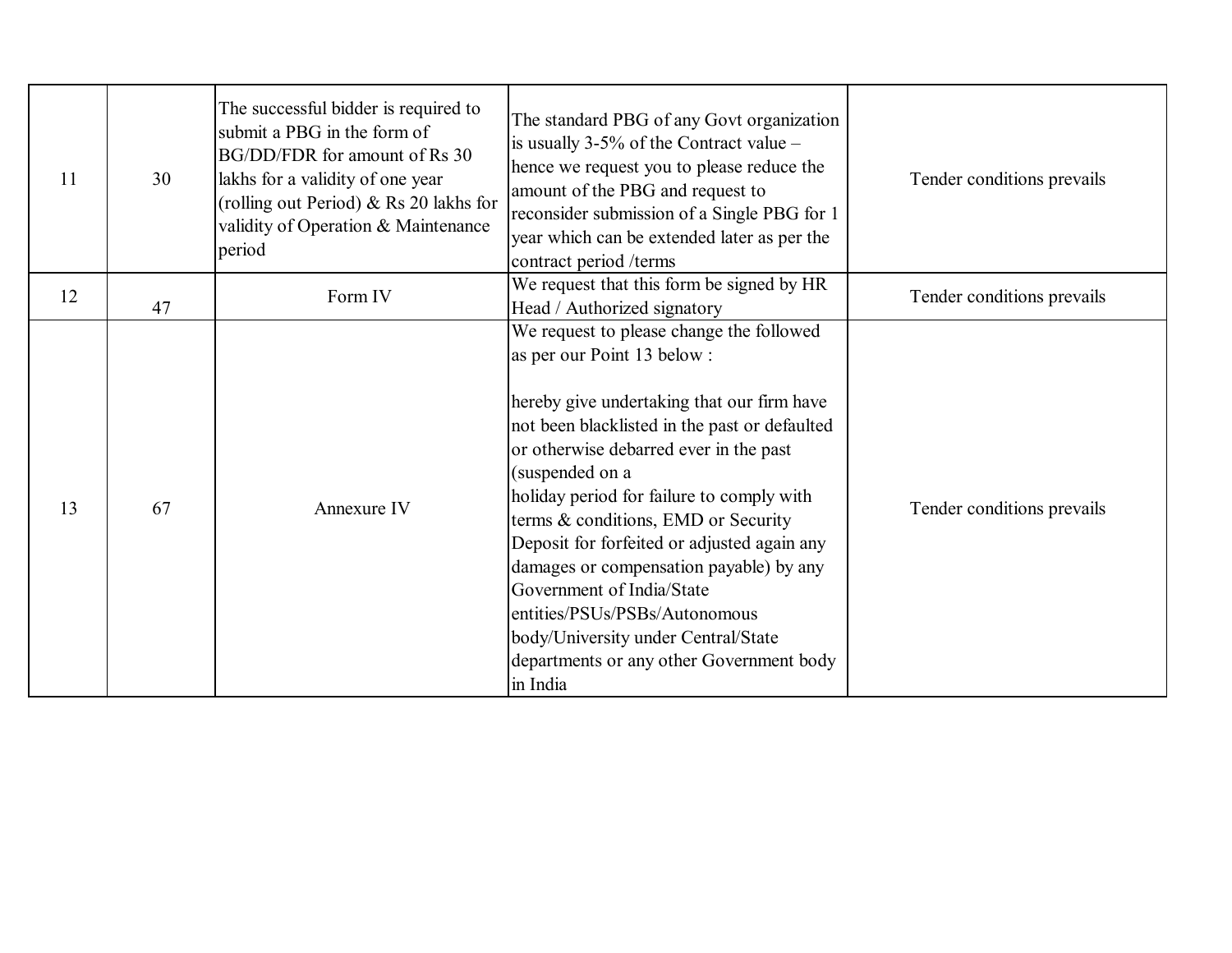| | | | | |
|---|---|---|---|---|
| 11 | 30 | The successful bidder is required to submit a PBG in the form of BG/DD/FDR for amount of Rs 30 lakhs for a validity of one year (rolling out Period) & Rs 20 lakhs for validity of Operation & Maintenance period | The standard PBG of any Govt organization is usually 3-5% of the Contract value – hence we request you to please reduce the amount of the PBG and request to reconsider submission of a Single PBG for 1 year which can be extended later as per the contract period /terms | Tender conditions prevails |
| 12 | 47 | Form IV | We request that this form be signed by HR Head / Authorized signatory | Tender conditions prevails |
| 13 | 67 | Annexure IV | We request to please change the followed as per our Point 13 below :<br><br>hereby give undertaking that our firm have not been blacklisted in the past or defaulted or otherwise debarred ever in the past (suspended on a<br>holiday period for failure to comply with terms & conditions, EMD or Security Deposit for forfeited or adjusted again any damages or compensation payable) by any Government of India/State entities/PSUs/PSBs/Autonomous body/University under Central/State departments or any other Government body in India | Tender conditions prevails |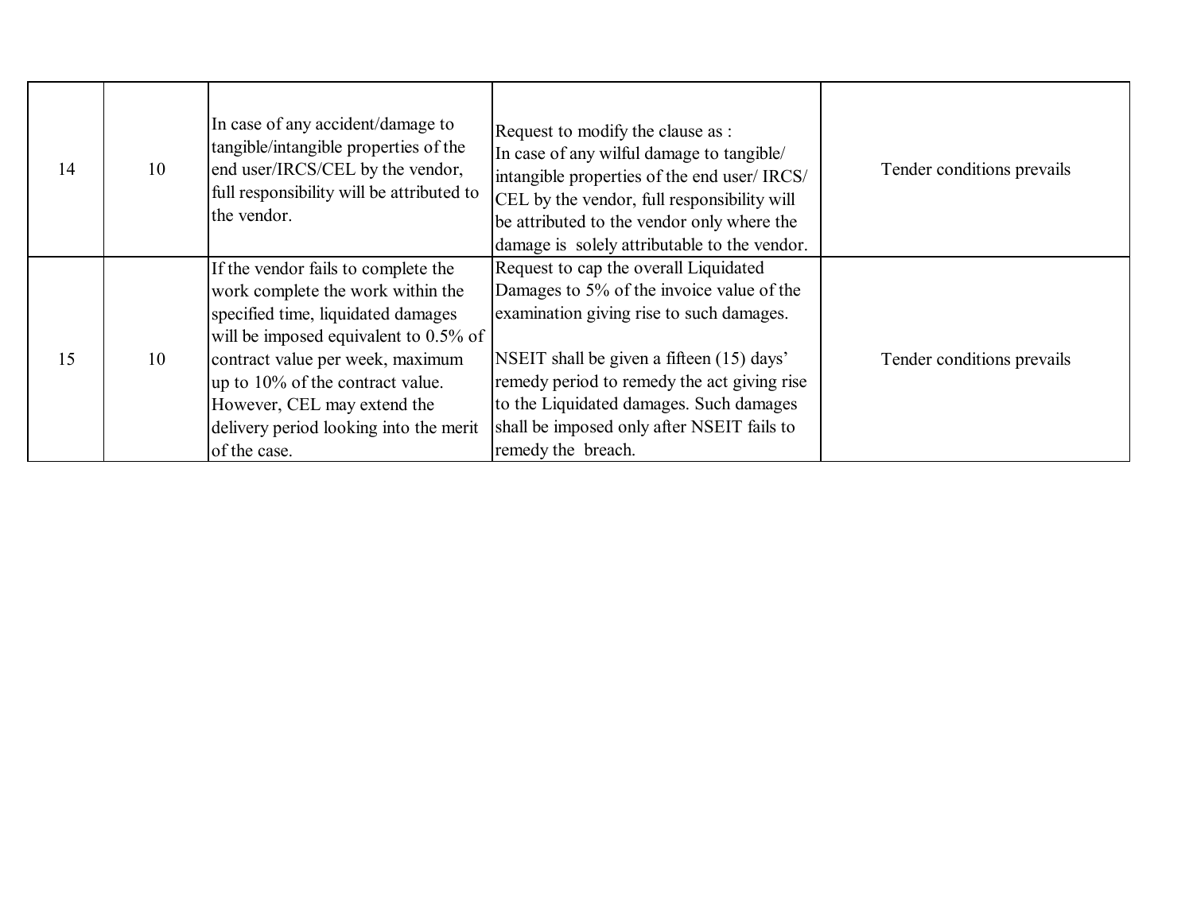| | | | | |
|---|---|---|---|---|
| 14 | 10 | In case of any accident/damage to tangible/intangible properties of the end user/IRCS/CEL by the vendor, full responsibility will be attributed to the vendor. | Request to modify the clause as :<br>In case of any wilful damage to tangible/ intangible properties of the end user/ IRCS/ CEL by the vendor, full responsibility will be attributed to the vendor only where the damage is solely attributable to the vendor. | Tender conditions prevails |
| 15 | 10 | If the vendor fails to complete the work complete the work within the specified time, liquidated damages will be imposed equivalent to 0.5% of contract value per week, maximum up to 10% of the contract value. However, CEL may extend the delivery period looking into the merit of the case. | Request to cap the overall Liquidated Damages to 5% of the invoice value of the examination giving rise to such damages.<br><br>NSEIT shall be given a fifteen (15) days' remedy period to remedy the act giving rise to the Liquidated damages. Such damages shall be imposed only after NSEIT fails to remedy the breach. | Tender conditions prevails |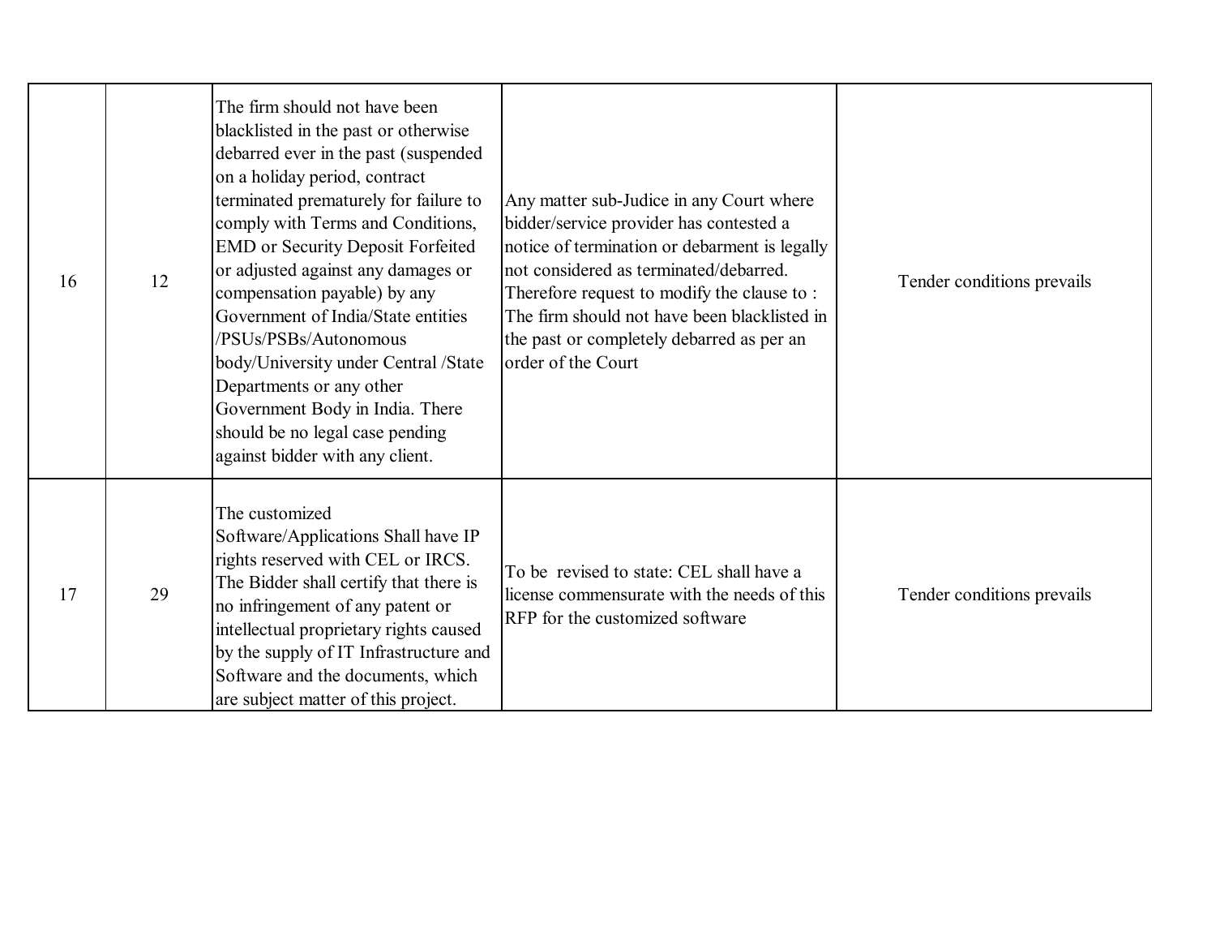| | | | | |
|---|---|---|---|---|
| 16 | 12 | The firm should not have been blacklisted in the past or otherwise debarred ever in the past (suspended on a holiday period, contract terminated prematurely for failure to comply with Terms and Conditions, EMD or Security Deposit Forfeited or adjusted against any damages or compensation payable) by any Government of India/State entities /PSUs/PSBs/Autonomous body/University under Central /State Departments or any other Government Body in India. There should be no legal case pending against bidder with any client. | Any matter sub-Judice in any Court where bidder/service provider has contested a notice of termination or debarment is legally not considered as terminated/debarred. Therefore request to modify the clause to : The firm should not have been blacklisted in the past or completely debarred as per an order of the Court | Tender conditions prevails |
| 17 | 29 | The customized Software/Applications Shall have IP rights reserved with CEL or IRCS. The Bidder shall certify that there is no infringement of any patent or intellectual proprietary rights caused by the supply of IT Infrastructure and Software and the documents, which are subject matter of this project. | To be revised to state: CEL shall have a license commensurate with the needs of this RFP for the customized software | Tender conditions prevails |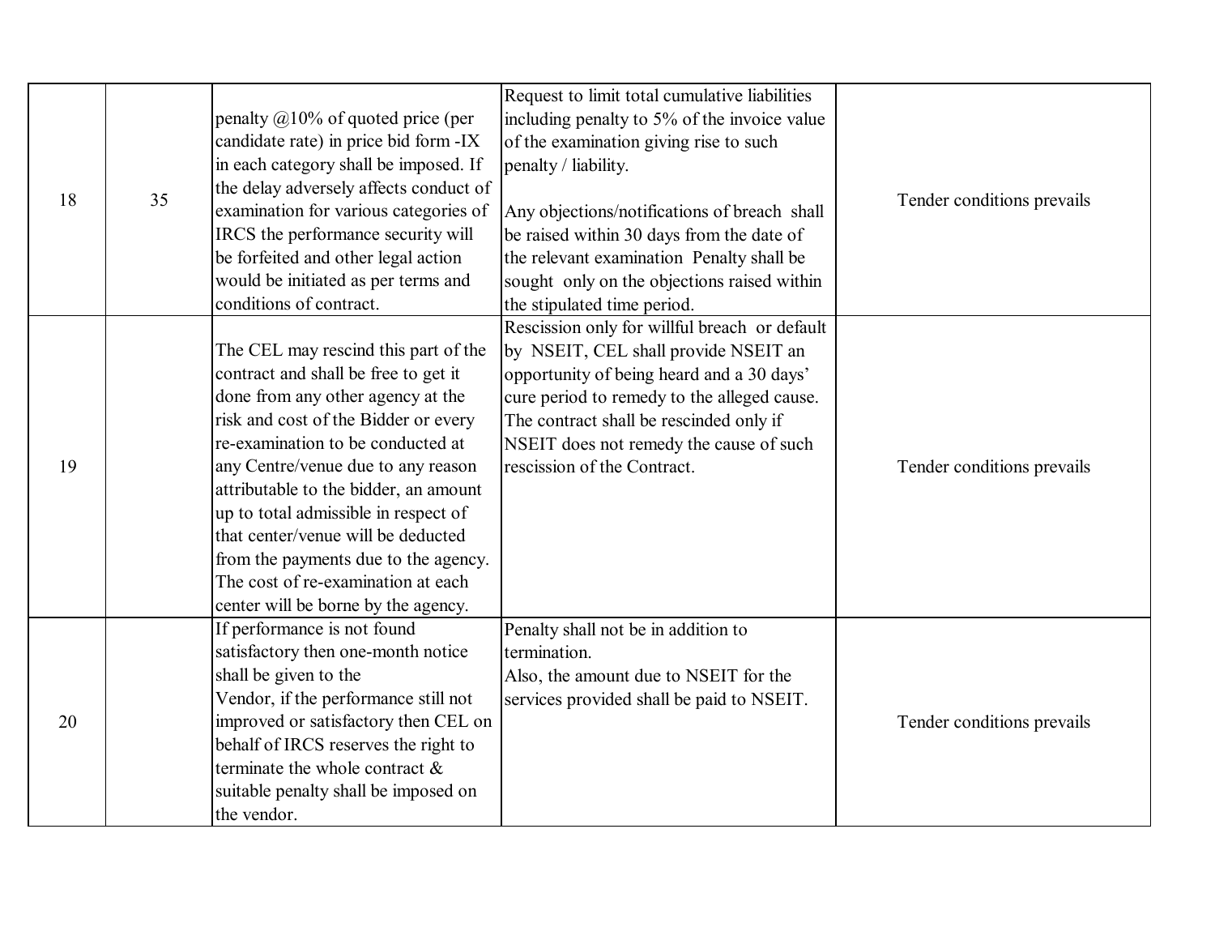| 18 | 35 | penalty @10% of quoted price (per candidate rate) in price bid form -IX in each category shall be imposed. If the delay adversely affects conduct of examination for various categories of IRCS the performance security will be forfeited and other legal action would be initiated as per terms and conditions of contract. | Request to limit total cumulative liabilities including penalty to 5% of the invoice value of the examination giving rise to such penalty / liability.<br><br>Any objections/notifications of breach shall be raised within 30 days from the date of the relevant examination Penalty shall be sought only on the objections raised within the stipulated time period. | Tender conditions prevails |
|---|---|---|---|---|
| 19 | | The CEL may rescind this part of the contract and shall be free to get it done from any other agency at the risk and cost of the Bidder or every re-examination to be conducted at any Centre/venue due to any reason attributable to the bidder, an amount up to total admissible in respect of that center/venue will be deducted from the payments due to the agency. The cost of re-examination at each center will be borne by the agency. | Rescission only for willful breach or default by NSEIT, CEL shall provide NSEIT an opportunity of being heard and a 30 days' cure period to remedy to the alleged cause. The contract shall be rescinded only if NSEIT does not remedy the cause of such rescission of the Contract. | Tender conditions prevails |
| 20 | | If performance is not found satisfactory then one-month notice shall be given to the Vendor, if the performance still not improved or satisfactory then CEL on behalf of IRCS reserves the right to terminate the whole contract & suitable penalty shall be imposed on the vendor. | Penalty shall not be in addition to termination.<br>Also, the amount due to NSEIT for the services provided shall be paid to NSEIT. | Tender conditions prevails |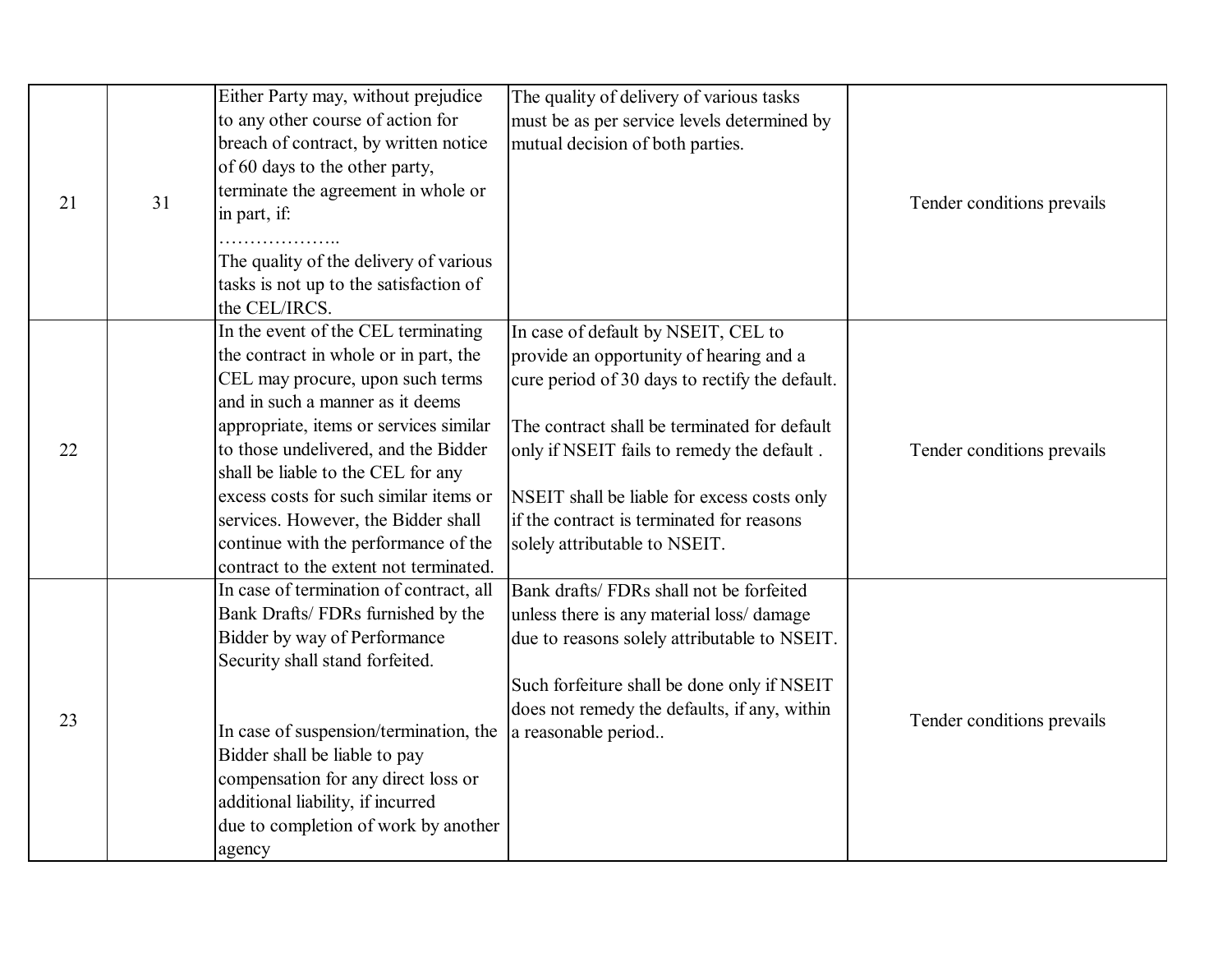| | | | | |
|---|---|---|---|---|
| 21 | 31 | Either Party may, without prejudice to any other course of action for breach of contract, by written notice of 60 days to the other party, terminate the agreement in whole or in part, if:<br>………………..<br>The quality of the delivery of various tasks is not up to the satisfaction of the CEL/IRCS. | The quality of delivery of various tasks must be as per service levels determined by mutual decision of both parties. | Tender conditions prevails |
| 22 | | In the event of the CEL terminating the contract in whole or in part, the CEL may procure, upon such terms and in such a manner as it deems appropriate, items or services similar to those undelivered, and the Bidder shall be liable to the CEL for any excess costs for such similar items or services. However, the Bidder shall continue with the performance of the contract to the extent not terminated. | In case of default by NSEIT, CEL to provide an opportunity of hearing and a cure period of 30 days to rectify the default.<br><br>The contract shall be terminated for default only if NSEIT fails to remedy the default .<br><br>NSEIT shall be liable for excess costs only if the contract is terminated for reasons solely attributable to NSEIT. | Tender conditions prevails |
| 23 | | In case of termination of contract, all Bank Drafts/ FDRs furnished by the Bidder by way of Performance Security shall stand forfeited.<br><br>In case of suspension/termination, the Bidder shall be liable to pay compensation for any direct loss or additional liability, if incurred due to completion of work by another agency | Bank drafts/ FDRs shall not be forfeited unless there is any material loss/ damage due to reasons solely attributable to NSEIT.<br><br>Such forfeiture shall be done only if NSEIT does not remedy the defaults, if any, within a reasonable period.. | Tender conditions prevails |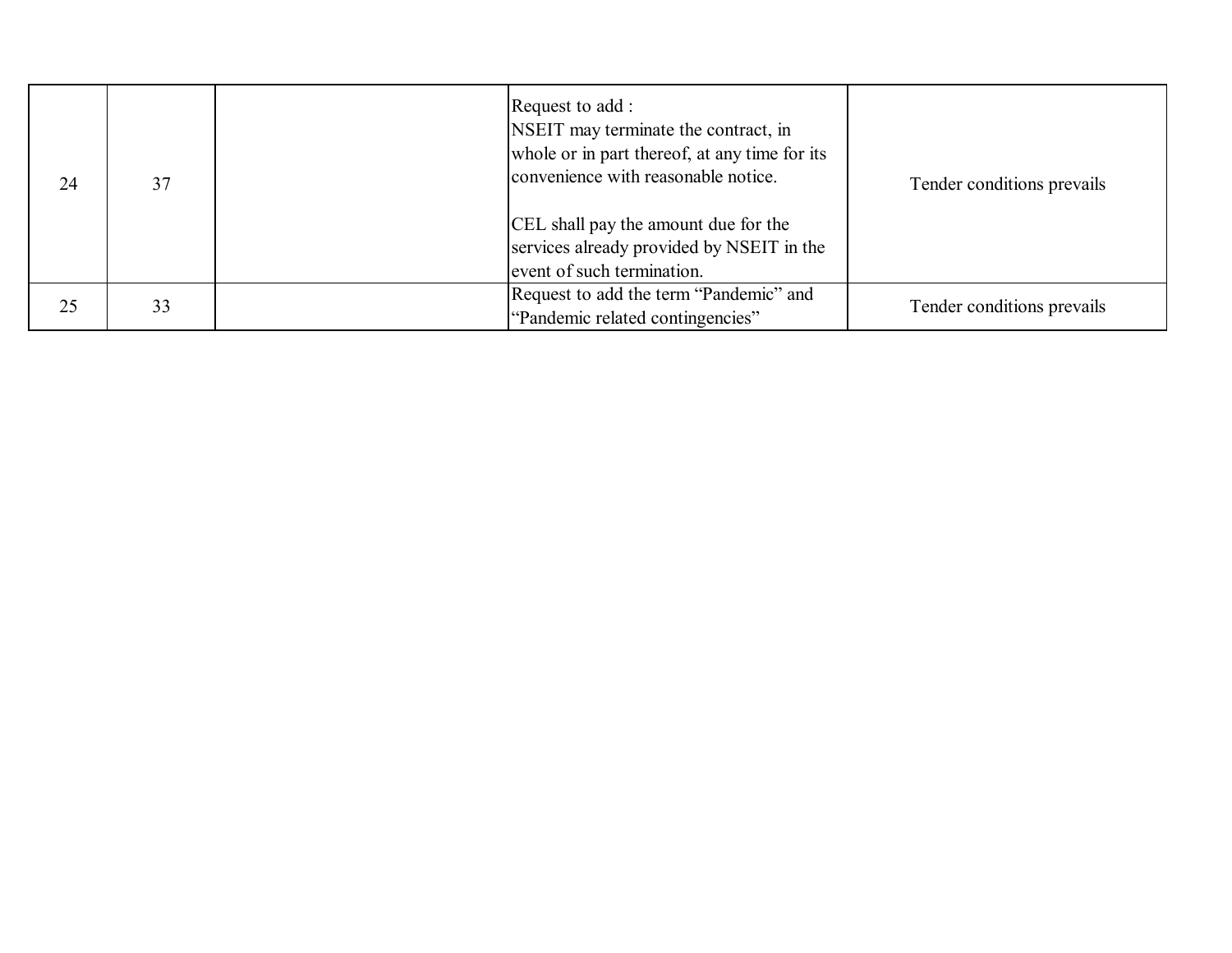|  |  |  |  |  |
|---|---|---|---|---|
| 24 | 37 |  | Request to add :<br>NSEIT may terminate the contract, in whole or in part thereof, at any time for its convenience with reasonable notice.<br><br>CEL shall pay the amount due for the services already provided by NSEIT in the event of such termination. | Tender conditions prevails |
| 25 | 33 |  | Request to add the term “Pandemic” and “Pandemic related contingencies” | Tender conditions prevails |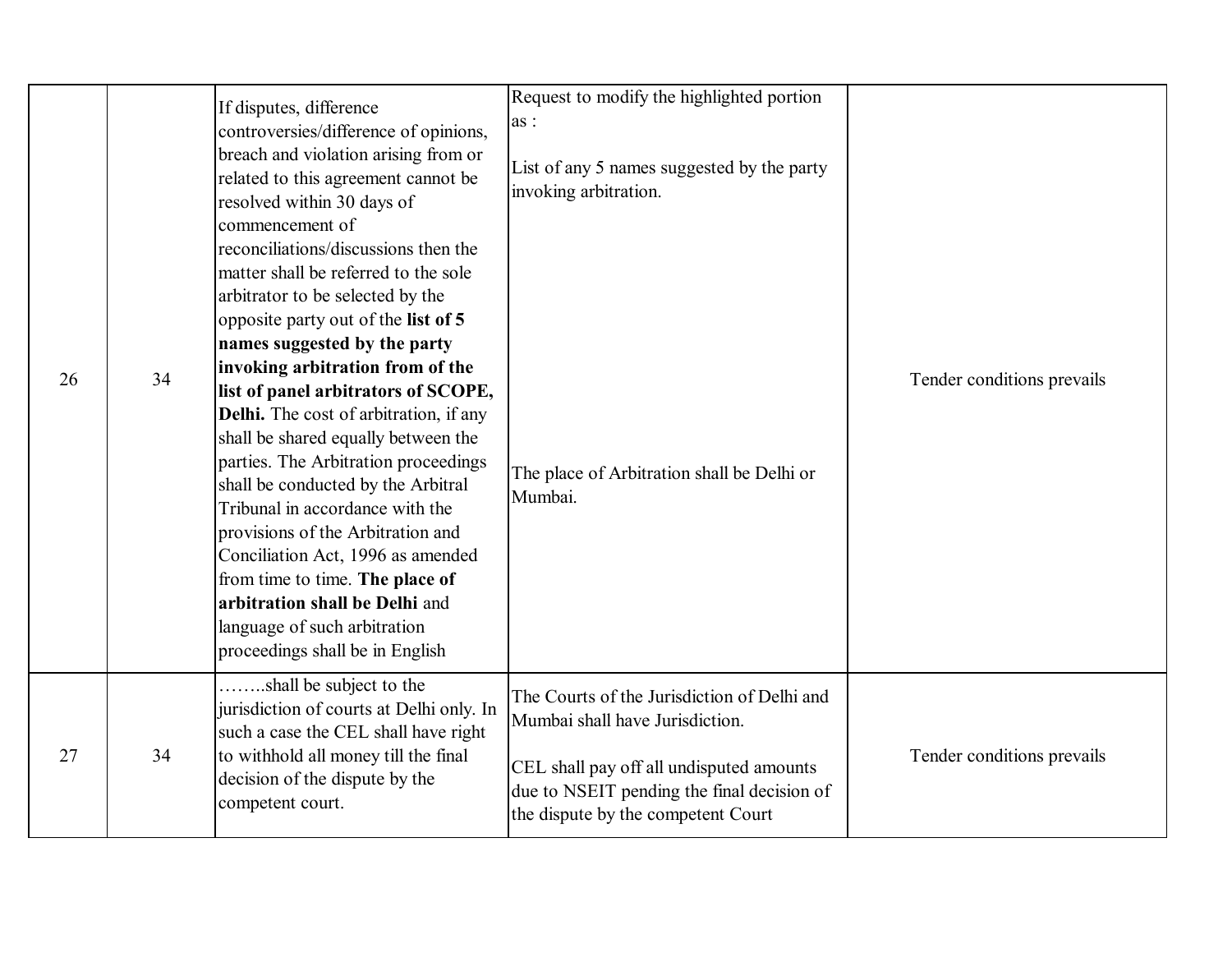| | | | | |
|---|---|---|---|---|
| 26 | 34 | If disputes, difference controversies/difference of opinions, breach and violation arising from or related to this agreement cannot be resolved within 30 days of commencement of reconciliations/discussions then the matter shall be referred to the sole arbitrator to be selected by the opposite party out of the **list of 5 names suggested by the party invoking arbitration from of the list of panel arbitrators of SCOPE, Delhi.** The cost of arbitration, if any shall be shared equally between the parties. The Arbitration proceedings shall be conducted by the Arbitral Tribunal in accordance with the provisions of the Arbitration and Conciliation Act, 1996 as amended from time to time. **The place of arbitration shall be Delhi** and language of such arbitration proceedings shall be in English | Request to modify the highlighted portion as :<br><br>List of any 5 names suggested by the party invoking arbitration.<br><br>The place of Arbitration shall be Delhi or Mumbai. | Tender conditions prevails |
| 27 | 34 | ……..shall be subject to the jurisdiction of courts at Delhi only. In such a case the CEL shall have right to withhold all money till the final decision of the dispute by the competent court. | The Courts of the Jurisdiction of Delhi and Mumbai shall have Jurisdiction.<br><br>CEL shall pay off all undisputed amounts due to NSEIT pending the final decision of the dispute by the competent Court | Tender conditions prevails |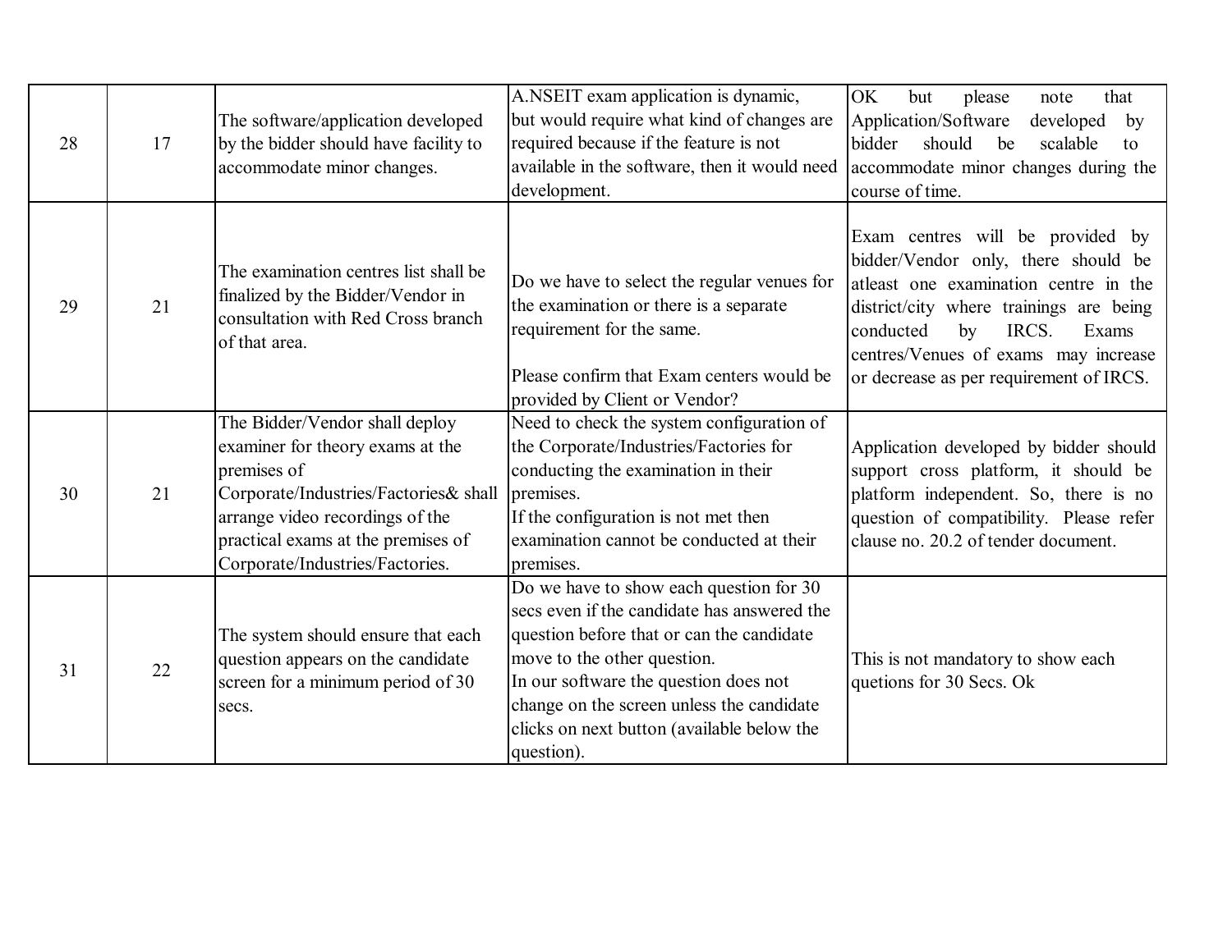| | | | | |
|---|---|---|---|---|
| 28 | 17 | The software/application developed by the bidder should have facility to accommodate minor changes. | A.NSEIT exam application is dynamic, but would require what kind of changes are required because if the feature is not available in the software, then it would need development. | OK but please note that Application/Software developed by bidder should be scalable to accommodate minor changes during the course of time. |
| 29 | 21 | The examination centres list shall be finalized by the Bidder/Vendor in consultation with Red Cross branch of that area. | Do we have to select the regular venues for the examination or there is a separate requirement for the same.<br><br>Please confirm that Exam centers would be provided by Client or Vendor? | Exam centres will be provided by bidder/Vendor only, there should be atleast one examination centre in the district/city where trainings are being conducted by IRCS. Exams centres/Venues of exams may increase or decrease as per requirement of IRCS. |
| 30 | 21 | The Bidder/Vendor shall deploy examiner for theory exams at the premises of Corporate/Industries/Factories& shall arrange video recordings of the practical exams at the premises of Corporate/Industries/Factories. | Need to check the system configuration of the Corporate/Industries/Factories for conducting the examination in their premises.<br>If the configuration is not met then examination cannot be conducted at their premises. | Application developed by bidder should support cross platform, it should be platform independent. So, there is no question of compatibility. Please refer clause no. 20.2 of tender document. |
| 31 | 22 | The system should ensure that each question appears on the candidate screen for a minimum period of 30 secs. | Do we have to show each question for 30 secs even if the candidate has answered the question before that or can the candidate move to the other question.<br>In our software the question does not change on the screen unless the candidate clicks on next button (available below the question). | This is not mandatory to show each quetions for 30 Secs. Ok |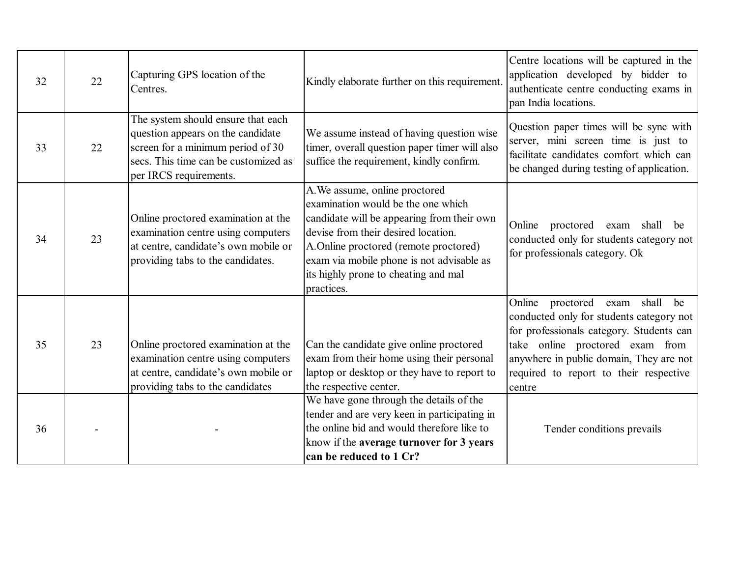| | | | | |
|---|---|---|---|---|
| 32 | 22 | Capturing GPS location of the Centres. | Kindly elaborate further on this requirement. | Centre locations will be captured in the application developed by bidder to authenticate centre conducting exams in pan India locations. |
| 33 | 22 | The system should ensure that each question appears on the candidate screen for a minimum period of 30 secs. This time can be customized as per IRCS requirements. | We assume instead of having question wise timer, overall question paper timer will also suffice the requirement, kindly confirm. | Question paper times will be sync with server, mini screen time is just to facilitate candidates comfort which can be changed during testing of application. |
| 34 | 23 | Online proctored examination at the examination centre using computers at centre, candidate's own mobile or providing tabs to the candidates. | A.We assume, online proctored examination would be the one which candidate will be appearing from their own devise from their desired location.<br>A.Online proctored (remote proctored) exam via mobile phone is not advisable as its highly prone to cheating and mal practices. | Online proctored exam shall be conducted only for students category not for professionals category. Ok |
| 35 | 23 | Online proctored examination at the examination centre using computers at centre, candidate's own mobile or providing tabs to the candidates | Can the candidate give online proctored exam from their home using their personal laptop or desktop or they have to report to the respective center. | Online proctored exam shall be conducted only for students category not for professionals category. Students can take online proctored exam from anywhere in public domain, They are not required to report to their respective centre |
| 36 | - | - | We have gone through the details of the tender and are very keen in participating in the online bid and would therefore like to know if the **average turnover for 3 years can be reduced to 1 Cr?** | Tender conditions prevails |